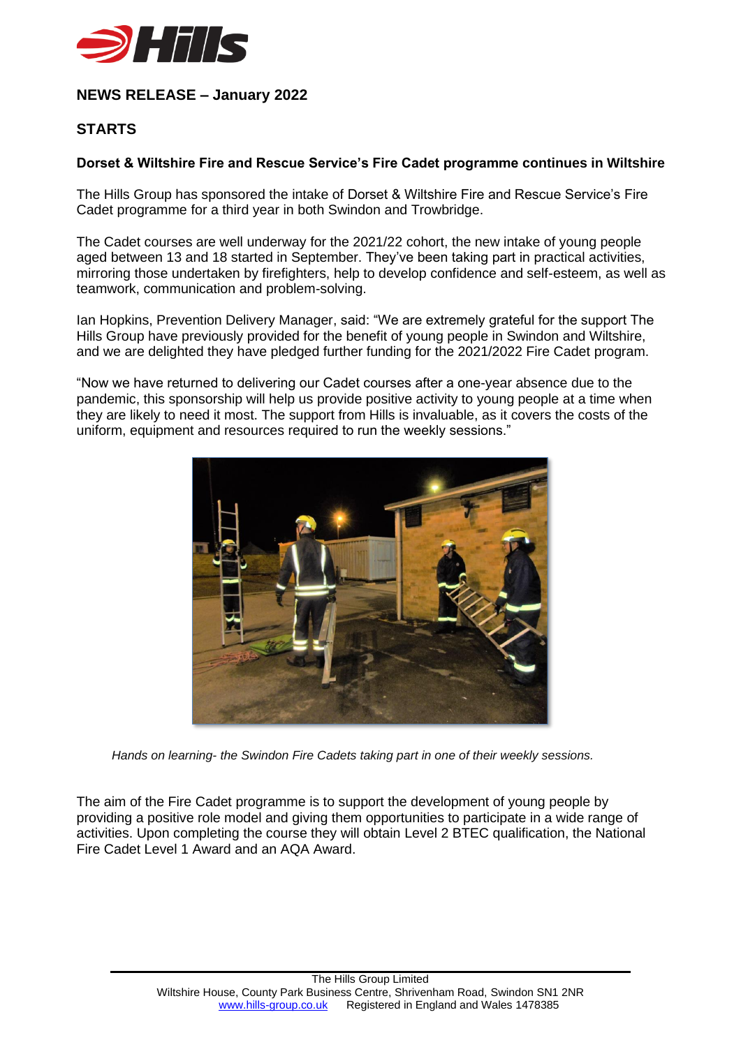**NEWS RELEASE – January 2022**

**STARTS**

**Dorset & Wiltshire Fire and Rescue Service's Fire Cadet programme continues in Wiltshire**

The Hills Group has sponsored the intake of Dorset & Wiltshire Fire and Rescue Service's Fire Cadet programme for a third year in both Swindon and Trowbridge.

The Cadet courses are well underway for the 2021/22 cohort, the new intake of young people aged between 13 and 18 started in September. They've been taking part in practical activities, mirroring those undertaken by firefighters, help to develop confidence and self-esteem, as well as teamwork, communication and problem-solving.

Ian Hopkins, Prevention Delivery Manager, said: "We are extremely grateful for the support The Hills Group have previously provided for the benefit of young people in Swindon and Wiltshire, and we are delighted they have pledged further funding for the 2021/2022 Fire Cadet program.

"Now we have returned to delivering our Cadet courses after a one-year absence due to the pandemic, this sponsorship will help us provide positive activity to young people at a time when they are likely to need it most. The support from Hills is invaluable, as it covers the costs of the uniform, equipment and resources required to run the weekly sessions."

*Hands on learning- the Swindon Fire Cadets taking part in one of their weekly sessions.*

The aim of the Fire Cadet programme is to support the development of young people by providing a positive role model and giving them opportunities to participate in a wide range of activities. Upon completing the course they will obtain Level 2 BTEC qualification, the National Fire Cadet Level 1 Award and an AQA Award.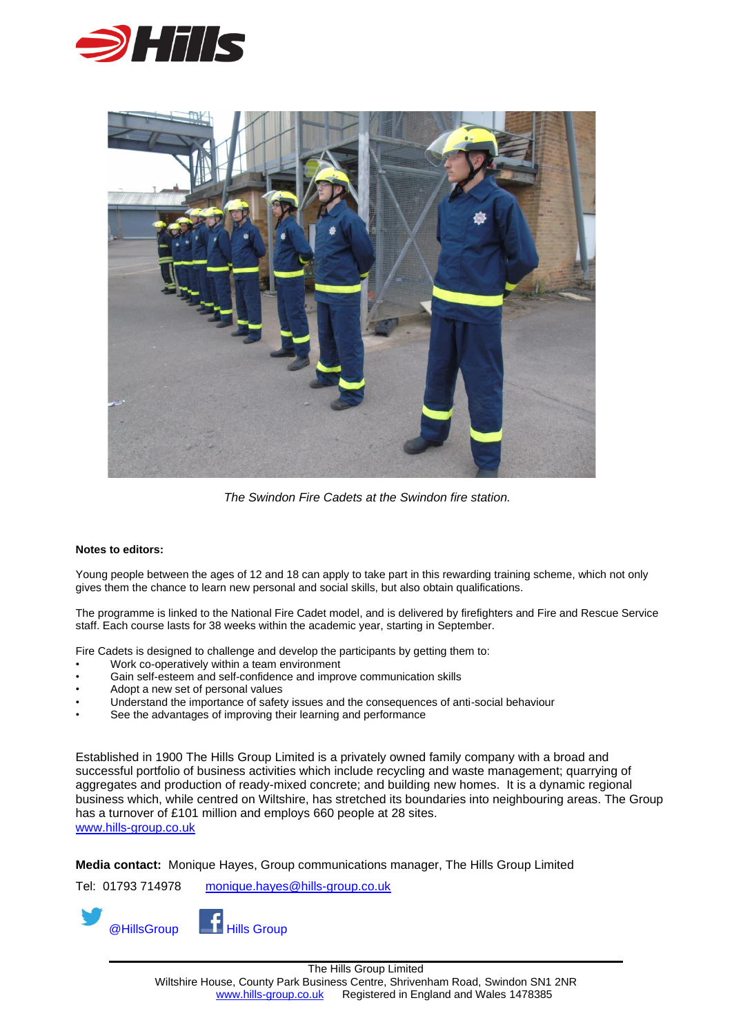*The Swindon Fire Cadets at the Swindon fire station.*

**Notes to editors:**

Young people between the ages of 12 and 18 can apply to take part in this rewarding training scheme, which not only gives them the chance to learn new personal and social skills, but also obtain qualifications.

The programme is linked to the National Fire Cadet model, and is delivered by firefighters and Fire and Rescue Service staff. Each course lasts for 38 weeks within the academic year, starting in September.

Fire Cadets is designed to challenge and develop the participants by getting them to:

- Work co-operatively within a team environment
- Gain self-esteem and self-confidence and improve communication skills
- Adopt a new set of personal values
- Understand the importance of safety issues and the consequences of anti-social behaviour
- See the advantages of improving their learning and performance

Established in 1900 The Hills Group Limited is a privately owned family company with a broad and successful portfolio of business activities which include recycling and waste management; quarrying of aggregates and production of ready-mixed concrete; and building new homes. It is a dynamic regional business which, while centred on Wiltshire, has stretched its boundaries into neighbouring areas. The Group has a turnover of £101 million and employs 660 people at 28 sites.
www.hills-group.co.uk

**Media contact:** Monique Hayes, Group communications manager, The Hills Group Limited

Tel: 01793 714978 monique.hayes@hills-group.co.uk

@HillsGroup Hills Group

The Hills Group Limited
Wiltshire House, County Park Business Centre, Shrivenham Road, Swindon SN1 2NR
www.hills-group.co.uk Registered in England and Wales 1478385